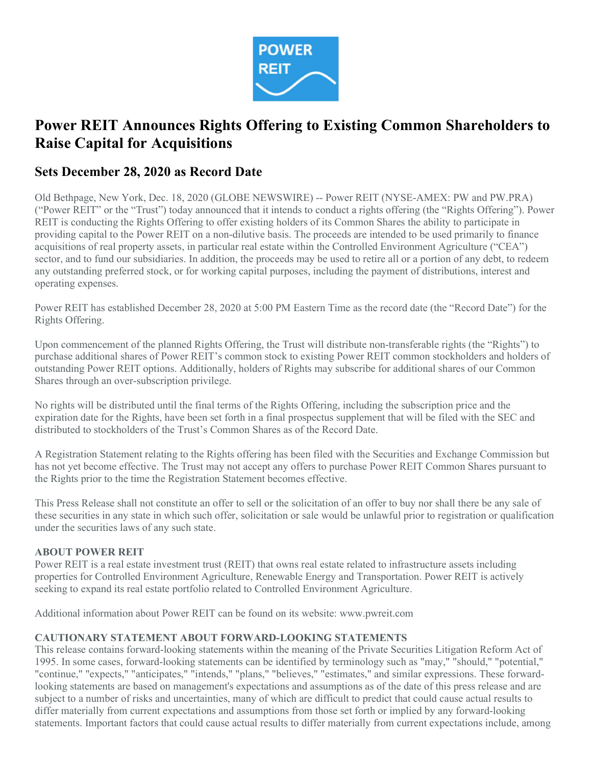# Power REIT Announces Rights Offering to Existing Common Shareholders to Raise Capital for Acquisitions

## Sets December 28, 2020 as Record Date

Old Bethpage, New York, Dec. 18, 2020 (GLOBE NEWSWIRE) -- Power REIT (NYSE-AMEX: PW and PW.PRA) ("Power REIT" or the "Trust") today announced that it intends to conduct a rights offering (the "Rights Offering"). Power REIT is conducting the Rights Offering to offer existing holders of its Common Shares the ability to participate in providing capital to the Power REIT on a non-dilutive basis. The proceeds are intended to be used primarily to finance acquisitions of real property assets, in particular real estate within the Controlled Environment Agriculture ("CEA") sector, and to fund our subsidiaries. In addition, the proceeds may be used to retire all or a portion of any debt, to redeem any outstanding preferred stock, or for working capital purposes, including the payment of distributions, interest and operating expenses.

Power REIT has established December 28, 2020 at 5:00 PM Eastern Time as the record date (the "Record Date") for the Rights Offering.

Upon commencement of the planned Rights Offering, the Trust will distribute non-transferable rights (the "Rights") to purchase additional shares of Power REIT's common stock to existing Power REIT common stockholders and holders of outstanding Power REIT options. Additionally, holders of Rights may subscribe for additional shares of our Common Shares through an over-subscription privilege.

No rights will be distributed until the final terms of the Rights Offering, including the subscription price and the expiration date for the Rights, have been set forth in a final prospectus supplement that will be filed with the SEC and distributed to stockholders of the Trust's Common Shares as of the Record Date.

A Registration Statement relating to the Rights offering has been filed with the Securities and Exchange Commission but has not yet become effective. The Trust may not accept any offers to purchase Power REIT Common Shares pursuant to the Rights prior to the time the Registration Statement becomes effective.

This Press Release shall not constitute an offer to sell or the solicitation of an offer to buy nor shall there be any sale of these securities in any state in which such offer, solicitation or sale would be unlawful prior to registration or qualification under the securities laws of any such state.

**ABOUT POWER REIT**

Power REIT is a real estate investment trust (REIT) that owns real estate related to infrastructure assets including properties for Controlled Environment Agriculture, Renewable Energy and Transportation. Power REIT is actively seeking to expand its real estate portfolio related to Controlled Environment Agriculture.

Additional information about Power REIT can be found on its website: www.pwreit.com

**CAUTIONARY STATEMENT ABOUT FORWARD-LOOKING STATEMENTS**

This release contains forward-looking statements within the meaning of the Private Securities Litigation Reform Act of 1995. In some cases, forward-looking statements can be identified by terminology such as "may," "should," "potential," "continue," "expects," "anticipates," "intends," "plans," "believes," "estimates," and similar expressions. These forward-looking statements are based on management's expectations and assumptions as of the date of this press release and are subject to a number of risks and uncertainties, many of which are difficult to predict that could cause actual results to differ materially from current expectations and assumptions from those set forth or implied by any forward-looking statements. Important factors that could cause actual results to differ materially from current expectations include, among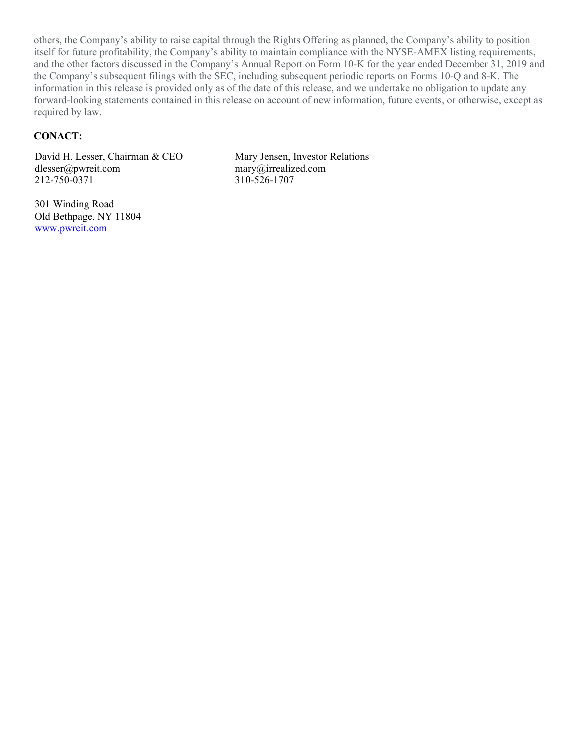others, the Company's ability to raise capital through the Rights Offering as planned, the Company's ability to position itself for future profitability, the Company's ability to maintain compliance with the NYSE-AMEX listing requirements, and the other factors discussed in the Company's Annual Report on Form 10-K for the year ended December 31, 2019 and the Company's subsequent filings with the SEC, including subsequent periodic reports on Forms 10-Q and 8-K. The information in this release is provided only as of the date of this release, and we undertake no obligation to update any forward-looking statements contained in this release on account of new information, future events, or otherwise, except as required by law.

**CONACT:**

David H. Lesser, Chairman & CEO
dlesser@pwreit.com
212-750-0371

Mary Jensen, Investor Relations
mary@irrealized.com
310-526-1707

301 Winding Road
Old Bethpage, NY 11804
www.pwreit.com